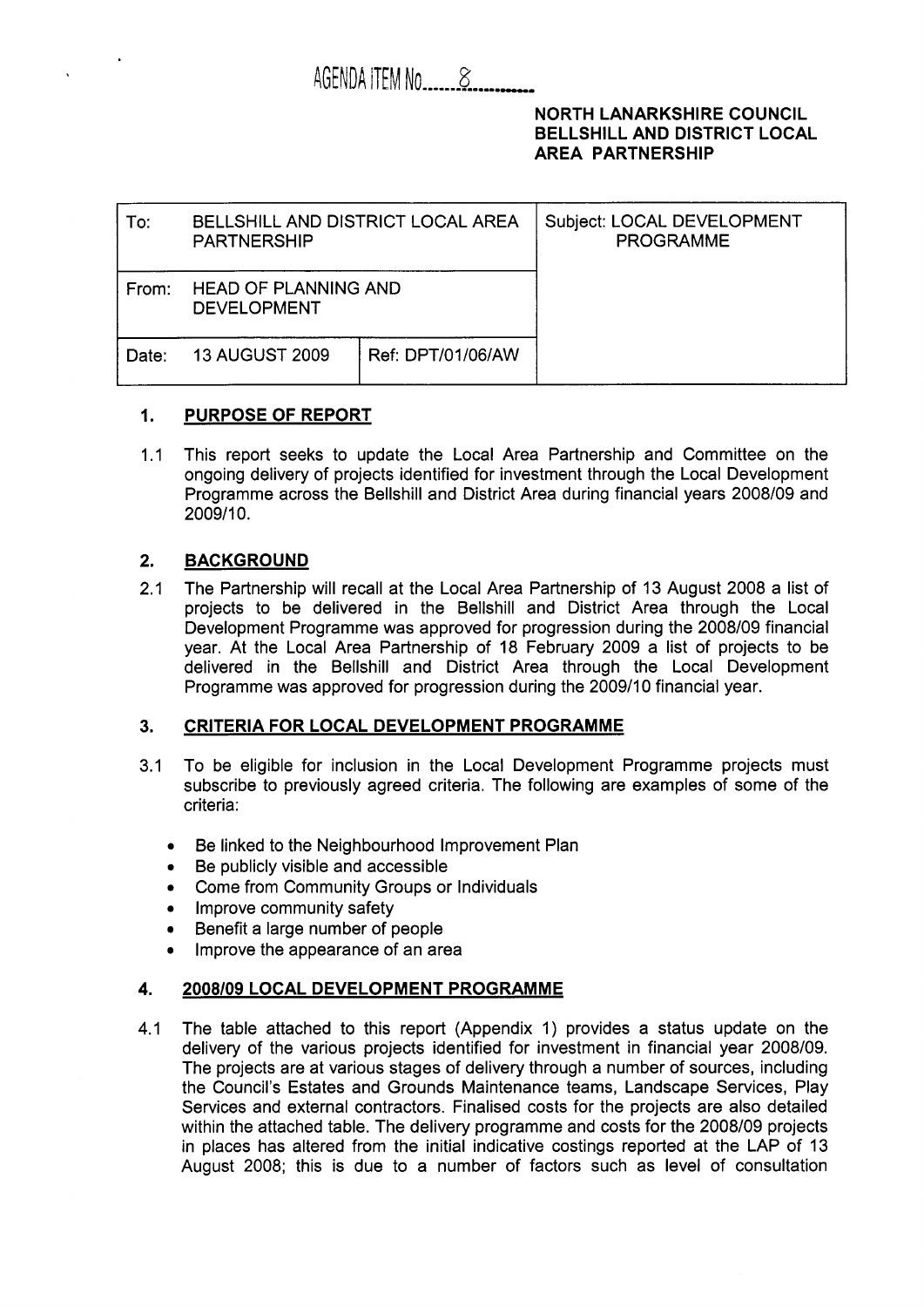AGENDA ITEM No. 8

**NORTH LANARKSHIRE COUNCIL**
**BELLSHILL AND DISTRICT LOCAL AREA PARTNERSHIP**

| To: BELLSHILL AND DISTRICT LOCAL AREA PARTNERSHIP | | Subject: LOCAL DEVELOPMENT PROGRAMME |
|---|---|---|
| From: HEAD OF PLANNING AND DEVELOPMENT | | |
| Date: 13 AUGUST 2009 | Ref: DPT/01/06/AW | |

## 1. PURPOSE OF REPORT

1.1 This report seeks to update the Local Area Partnership and Committee on the ongoing delivery of projects identified for investment through the Local Development Programme across the Bellshill and District Area during financial years 2008/09 and 2009/10.

## 2. BACKGROUND

2.1 The Partnership will recall at the Local Area Partnership of 13 August 2008 a list of projects to be delivered in the Bellshill and District Area through the Local Development Programme was approved for progression during the 2008/09 financial year. At the Local Area Partnership of 18 February 2009 a list of projects to be delivered in the Bellshill and District Area through the Local Development Programme was approved for progression during the 2009/10 financial year.

## 3. CRITERIA FOR LOCAL DEVELOPMENT PROGRAMME

3.1 To be eligible for inclusion in the Local Development Programme projects must subscribe to previously agreed criteria. The following are examples of some of the criteria:

- Be linked to the Neighbourhood Improvement Plan
- Be publicly visible and accessible
- Come from Community Groups or Individuals
- Improve community safety
- Benefit a large number of people
- Improve the appearance of an area

## 4. 2008/09 LOCAL DEVELOPMENT PROGRAMME

4.1 The table attached to this report (Appendix 1) provides a status update on the delivery of the various projects identified for investment in financial year 2008/09. The projects are at various stages of delivery through a number of sources, including the Council's Estates and Grounds Maintenance teams, Landscape Services, Play Services and external contractors. Finalised costs for the projects are also detailed within the attached table. The delivery programme and costs for the 2008/09 projects in places has altered from the initial indicative costings reported at the LAP of 13 August 2008; this is due to a number of factors such as level of consultation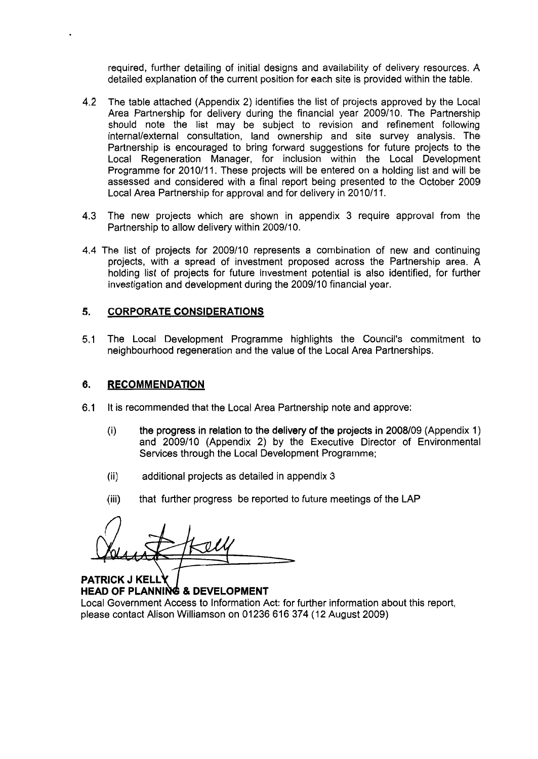required, further detailing of initial designs and availability of delivery resources. A detailed explanation of the current position for each site is provided within the table.

4.2 The table attached (Appendix 2) identifies the list of projects approved by the Local Area Partnership for delivery during the financial year 2009/10. The Partnership should note the list may be subject to revision and refinement following internal/external consultation, land ownership and site survey analysis. The Partnership is encouraged to bring forward suggestions for future projects to the Local Regeneration Manager, for inclusion within the Local Development Programme for 2010/11. These projects will be entered on a holding list and will be assessed and considered with a final report being presented to the October 2009 Local Area Partnership for approval and for delivery in 2010/11.

4.3 The new projects which are shown in appendix 3 require approval from the Partnership to allow delivery within 2009/10.

4.4 The list of projects for 2009/10 represents a combination of new and continuing projects, with a spread of investment proposed across the Partnership area. A holding list of projects for future investment potential is also identified, for further investigation and development during the 2009/10 financial year.

## 5. CORPORATE CONSIDERATIONS

5.1 The Local Development Programme highlights the Council's commitment to neighbourhood regeneration and the value of the Local Area Partnerships.

## 6. RECOMMENDATION

6.1 It is recommended that the Local Area Partnership note and approve:

(i) **the progress in relation to the delivery of the projects in 2008/09** (Appendix 1) and 2009/10 (Appendix 2) by the Executive Director of Environmental Services through the Local Development Programme;

(ii) additional projects as detailed in appendix 3

(iii) that further progress be reported to future meetings of the LAP

**PATRICK J KELLY**
**HEAD OF PLANNING & DEVELOPMENT**

Local Government Access to Information Act: for further information about this report, please contact Alison Williamson on 01236 616 374 (12 August 2009)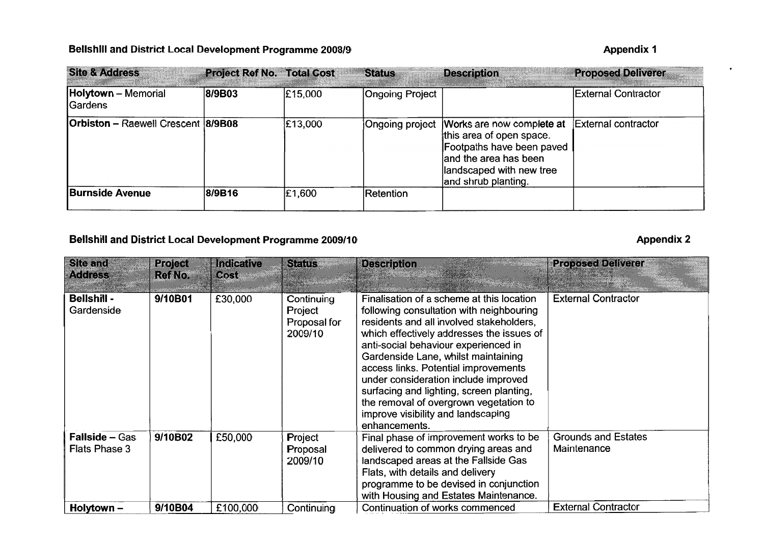**Bellshill and District Local Development Programme 2008/9**

**Appendix 1**

| Site & Address | Project Ref No. | Total Cost | Status | Description | Proposed Deliverer |
|---|---|---|---|---|---|
| **Holytown** – Memorial Gardens | **8/9B03** | £15,000 | Ongoing Project | | External Contractor |
| **Orbiston** – Raewell Crescent | **8/9B08** | £13,000 | Ongoing project | Works are now complete at this area of open space. Footpaths have been paved and the area has been landscaped with new tree and shrub planting. | External contractor |
| **Burnside Avenue** | **8/9B16** | £1,600 | Retention | | |

**Bellshill and District Local Development Programme 2009/10**

**Appendix 2**

| Site and Address | Project Ref No. | Indicative Cost | Status | Description | Proposed Deliverer |
|---|---|---|---|---|---|
| **Bellshill** - Gardenside | **9/10B01** | £30,000 | Continuing Project Proposal for 2009/10 | Finalisation of a scheme at this location following consultation with neighbouring residents and all involved stakeholders, which effectively addresses the issues of anti-social behaviour experienced in Gardenside Lane, whilst maintaining access links. Potential improvements under consideration include improved surfacing and lighting, screen planting, the removal of overgrown vegetation to improve visibility and landscaping enhancements. | External Contractor |
| **Fallside** – Gas Flats Phase 3 | **9/10B02** | £50,000 | Project Proposal 2009/10 | Final phase of improvement works to be delivered to common drying areas and landscaped areas at the Fallside Gas Flats, with details and delivery programme to be devised in conjunction with Housing and Estates Maintenance. | Grounds and Estates Maintenance |
| **Holytown** – | **9/10B04** | £100,000 | Continuing | Continuation of works commenced | External Contractor |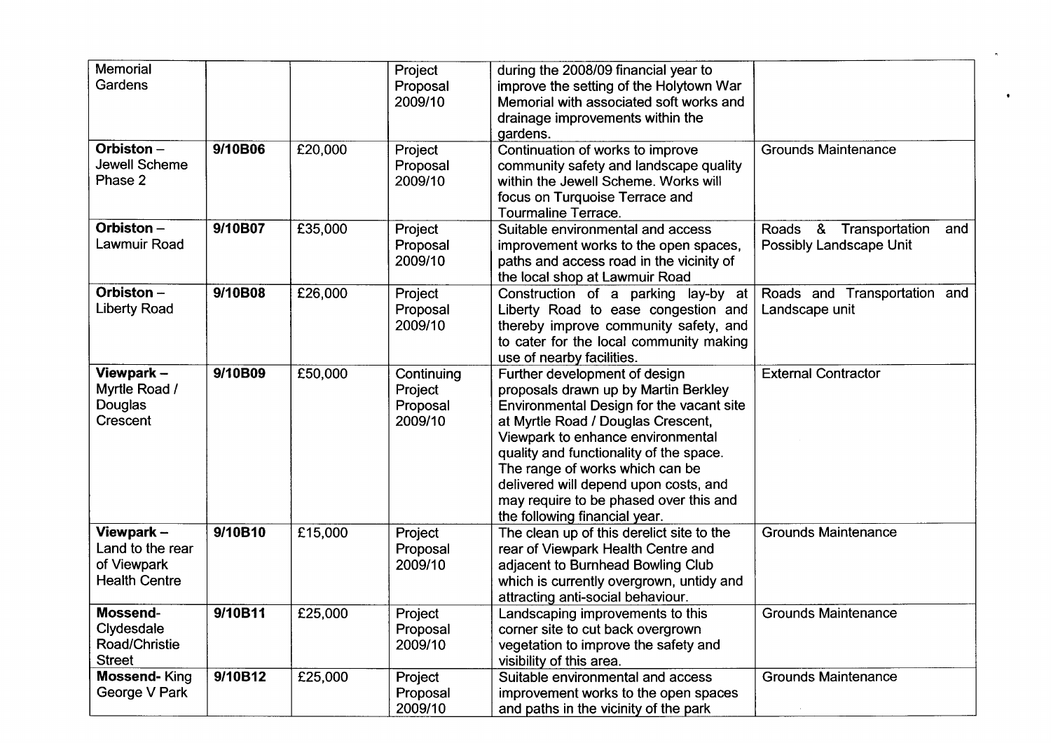| | | | | | |
|---|---|---|---|---|---|
| Memorial Gardens | | | Project Proposal 2009/10 | during the 2008/09 financial year to improve the setting of the Holytown War Memorial with associated soft works and drainage improvements within the gardens. | |
| **Orbiston –** Jewell Scheme Phase 2 | **9/10B06** | £20,000 | Project Proposal 2009/10 | Continuation of works to improve community safety and landscape quality within the Jewell Scheme. Works will focus on Turquoise Terrace and Tourmaline Terrace. | Grounds Maintenance |
| **Orbiston –** Lawmuir Road | **9/10B07** | £35,000 | Project Proposal 2009/10 | Suitable environmental and access improvement works to the open spaces, paths and access road in the vicinity of the local shop at Lawmuir Road | Roads & Transportation and Possibly Landscape Unit |
| **Orbiston –** Liberty Road | **9/10B08** | £26,000 | Project Proposal 2009/10 | Construction of a parking lay-by at Liberty Road to ease congestion and thereby improve community safety, and to cater for the local community making use of nearby facilities. | Roads and Transportation and Landscape unit |
| **Viewpark –** Myrtle Road / Douglas Crescent | **9/10B09** | £50,000 | Continuing Project Proposal 2009/10 | Further development of design proposals drawn up by Martin Berkley Environmental Design for the vacant site at Myrtle Road / Douglas Crescent, Viewpark to enhance environmental quality and functionality of the space. The range of works which can be delivered will depend upon costs, and may require to be phased over this and the following financial year. | External Contractor |
| **Viewpark –** Land to the rear of Viewpark Health Centre | **9/10B10** | £15,000 | Project Proposal 2009/10 | The clean up of this derelict site to the rear of Viewpark Health Centre and adjacent to Burnhead Bowling Club which is currently overgrown, untidy and attracting anti-social behaviour. | Grounds Maintenance |
| **Mossend-** Clydesdale Road/Christie Street | **9/10B11** | £25,000 | Project Proposal 2009/10 | Landscaping improvements to this corner site to cut back overgrown vegetation to improve the safety and visibility of this area. | Grounds Maintenance |
| **Mossend-** King George V Park | **9/10B12** | £25,000 | Project Proposal 2009/10 | Suitable environmental and access improvement works to the open spaces and paths in the vicinity of the park | Grounds Maintenance |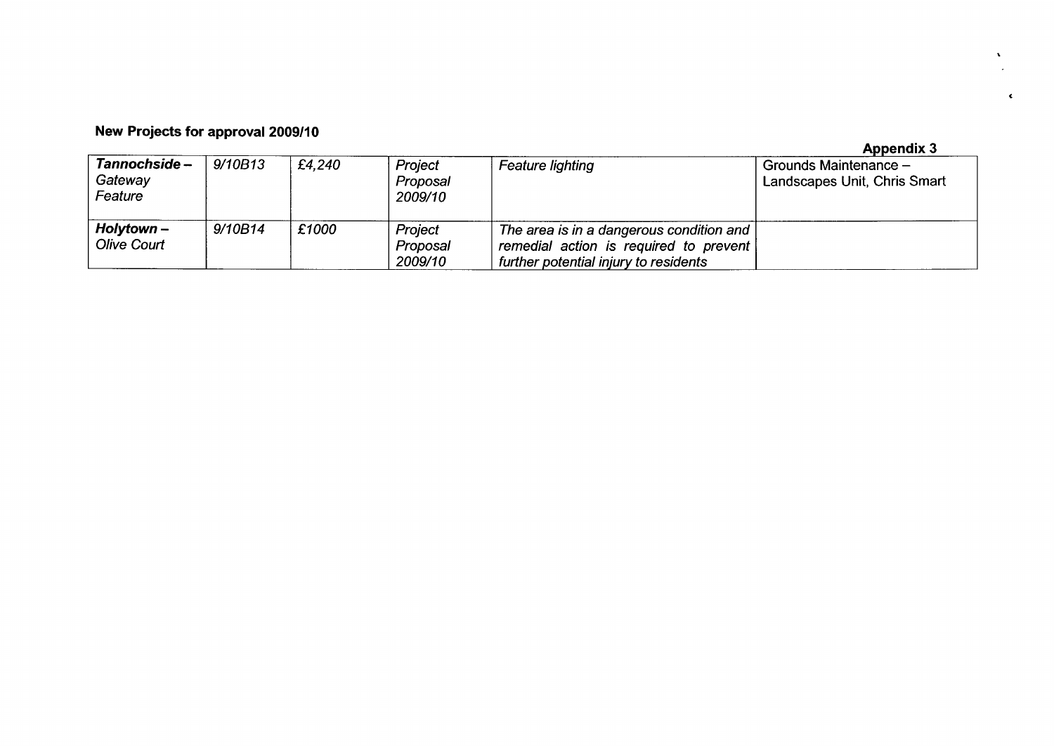## New Projects for approval 2009/10

**Appendix 3**

| | | | | | |
|---|---|---|---|---|---|
| ***Tannochside – Gateway Feature*** | *9/10B13* | *£4,240* | *Project Proposal 2009/10* | *Feature lighting* | Grounds Maintenance – Landscapes Unit, Chris Smart |
| ***Holytown –*** *Olive Court* | *9/10B14* | *£1000* | *Project Proposal 2009/10* | *The area is in a dangerous condition and remedial action is required to prevent further potential injury to residents* | |